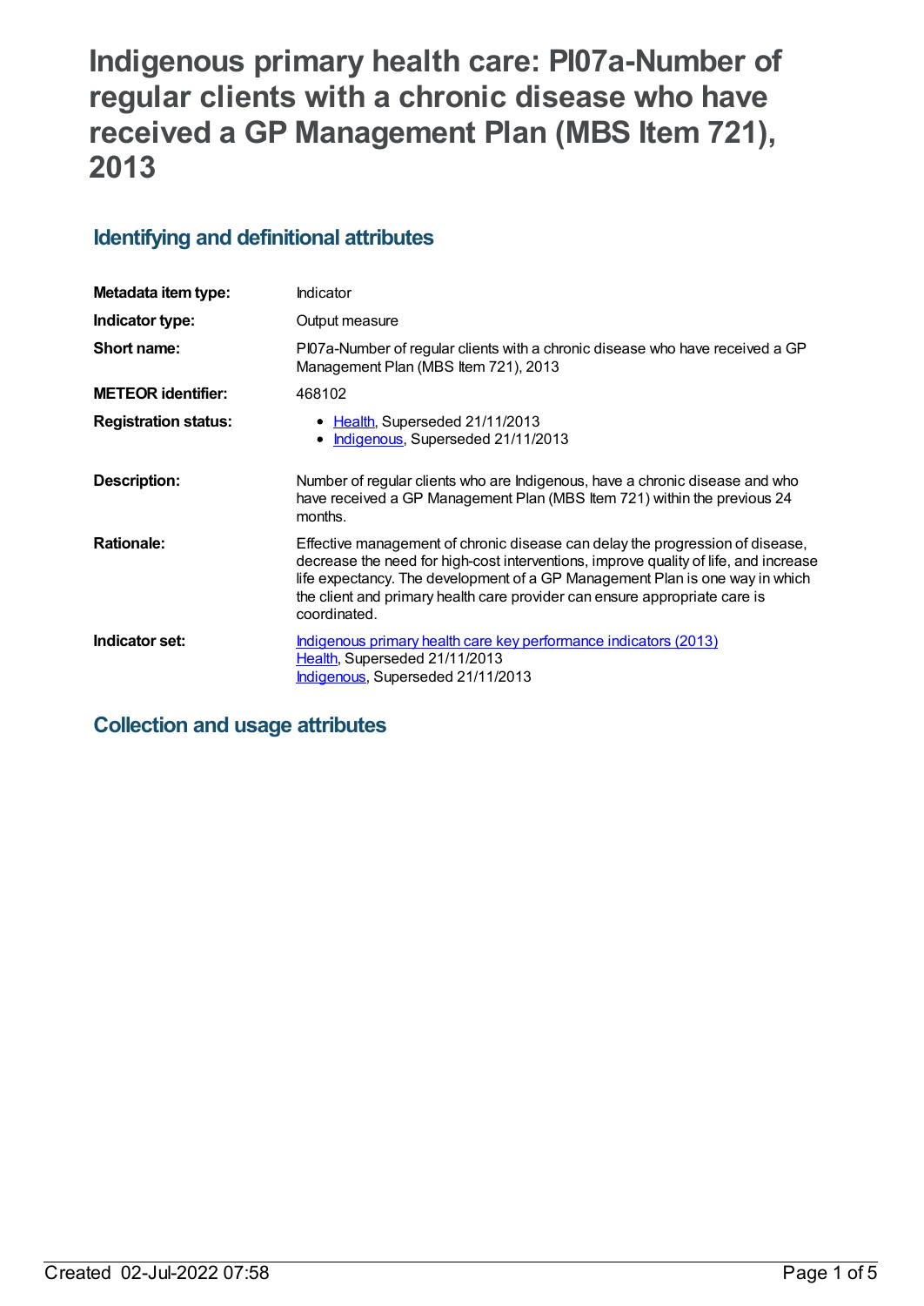# Indigenous primary health care: PI07a-Number of regular clients with a chronic disease who have received a GP Management Plan (MBS Item 721), 2013

## Identifying and definitional attributes

| | |
|---|---|
| **Metadata item type:** | Indicator |
| **Indicator type:** | Output measure |
| **Short name:** | PI07a-Number of regular clients with a chronic disease who have received a GP Management Plan (MBS Item 721), 2013 |
| **METEOR identifier:** | 468102 |
| **Registration status:** | • Health, Superseded 21/11/2013<br>• Indigenous, Superseded 21/11/2013 |
| **Description:** | Number of regular clients who are Indigenous, have a chronic disease and who have received a GP Management Plan (MBS Item 721) within the previous 24 months. |
| **Rationale:** | Effective management of chronic disease can delay the progression of disease, decrease the need for high-cost interventions, improve quality of life, and increase life expectancy. The development of a GP Management Plan is one way in which the client and primary health care provider can ensure appropriate care is coordinated. |
| **Indicator set:** | Indigenous primary health care key performance indicators (2013)<br>Health, Superseded 21/11/2013<br>Indigenous, Superseded 21/11/2013 |

## Collection and usage attributes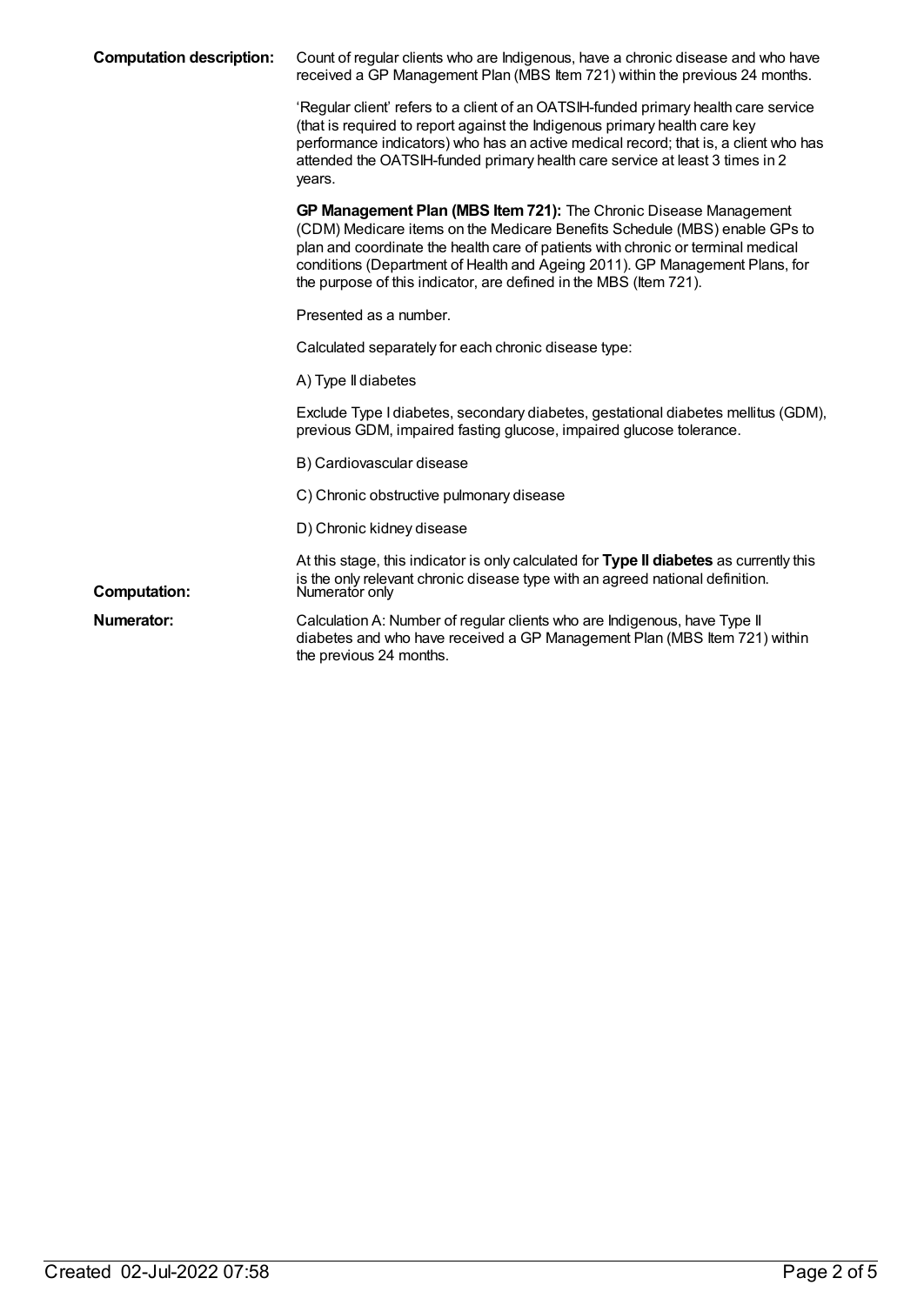**Computation description:** Count of regular clients who are Indigenous, have a chronic disease and who have received a GP Management Plan (MBS Item 721) within the previous 24 months.

'Regular client' refers to a client of an OATSIH-funded primary health care service (that is required to report against the Indigenous primary health care key performance indicators) who has an active medical record; that is, a client who has attended the OATSIH-funded primary health care service at least 3 times in 2 years.

**GP Management Plan (MBS Item 721):** The Chronic Disease Management (CDM) Medicare items on the Medicare Benefits Schedule (MBS) enable GPs to plan and coordinate the health care of patients with chronic or terminal medical conditions (Department of Health and Ageing 2011). GP Management Plans, for the purpose of this indicator, are defined in the MBS (Item 721).

Presented as a number.

Calculated separately for each chronic disease type:

A) Type II diabetes

Exclude Type I diabetes, secondary diabetes, gestational diabetes mellitus (GDM), previous GDM, impaired fasting glucose, impaired glucose tolerance.

B) Cardiovascular disease

C) Chronic obstructive pulmonary disease

D) Chronic kidney disease

At this stage, this indicator is only calculated for **Type II diabetes** as currently this is the only relevant chronic disease type with an agreed national definition.

**Computation:** Numerator only

**Numerator:** Calculation A: Number of regular clients who are Indigenous, have Type II diabetes and who have received a GP Management Plan (MBS Item 721) within the previous 24 months.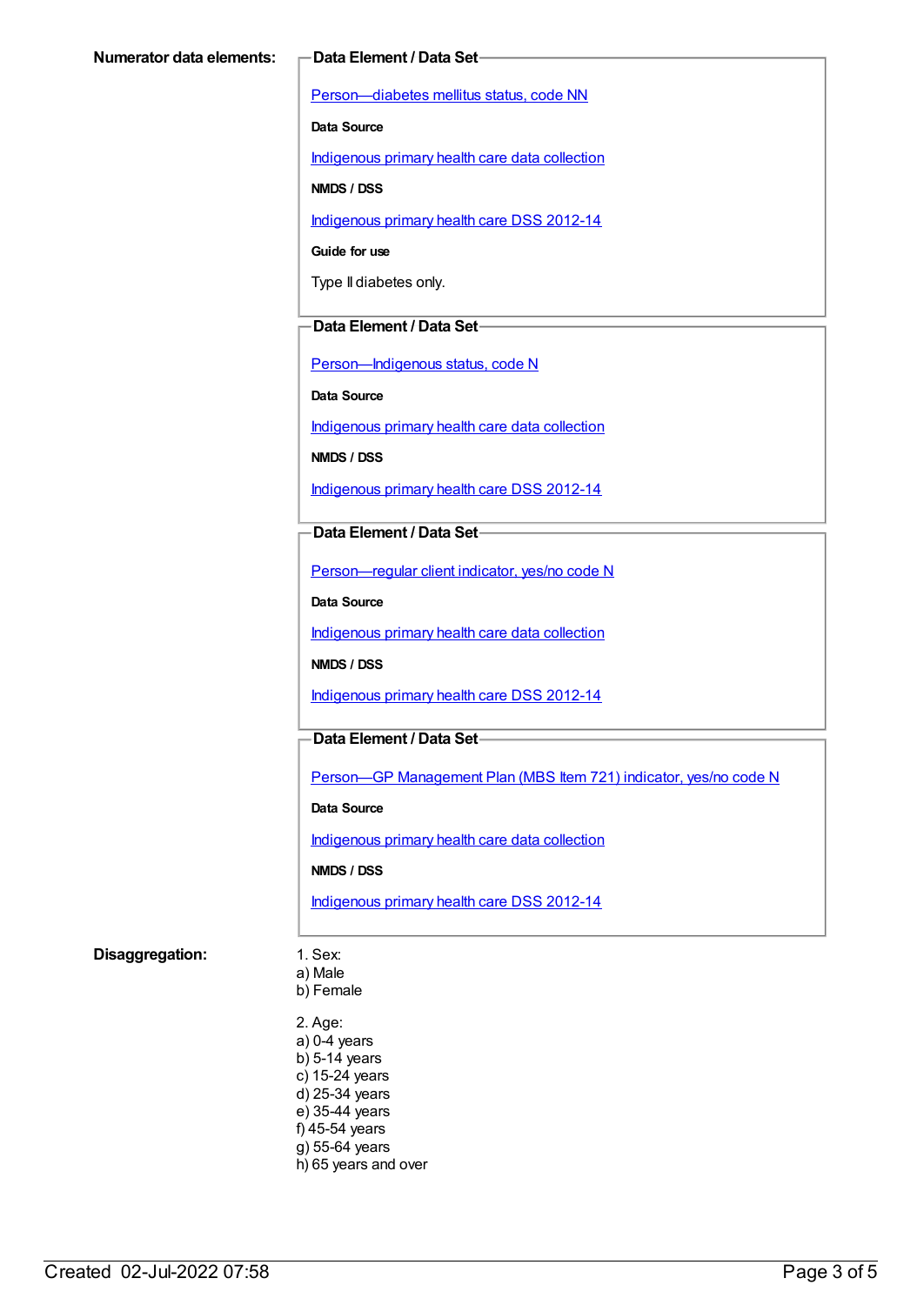**Numerator data elements:**

**Data Element / Data Set**

Person—diabetes mellitus status, code NN

**Data Source**

Indigenous primary health care data collection

**NMDS / DSS**

Indigenous primary health care DSS 2012-14

**Guide for use**

Type II diabetes only.

**Data Element / Data Set**

Person—Indigenous status, code N

**Data Source**

Indigenous primary health care data collection

**NMDS / DSS**

Indigenous primary health care DSS 2012-14

**Data Element / Data Set**

Person—regular client indicator, yes/no code N

**Data Source**

Indigenous primary health care data collection

**NMDS / DSS**

Indigenous primary health care DSS 2012-14

**Data Element / Data Set**

Person—GP Management Plan (MBS Item 721) indicator, yes/no code N

**Data Source**

Indigenous primary health care data collection

**NMDS / DSS**

Indigenous primary health care DSS 2012-14

**Disaggregation:**

1. Sex:
a) Male
b) Female

2. Age:
a) 0-4 years
b) 5-14 years
c) 15-24 years
d) 25-34 years
e) 35-44 years
f) 45-54 years
g) 55-64 years
h) 65 years and over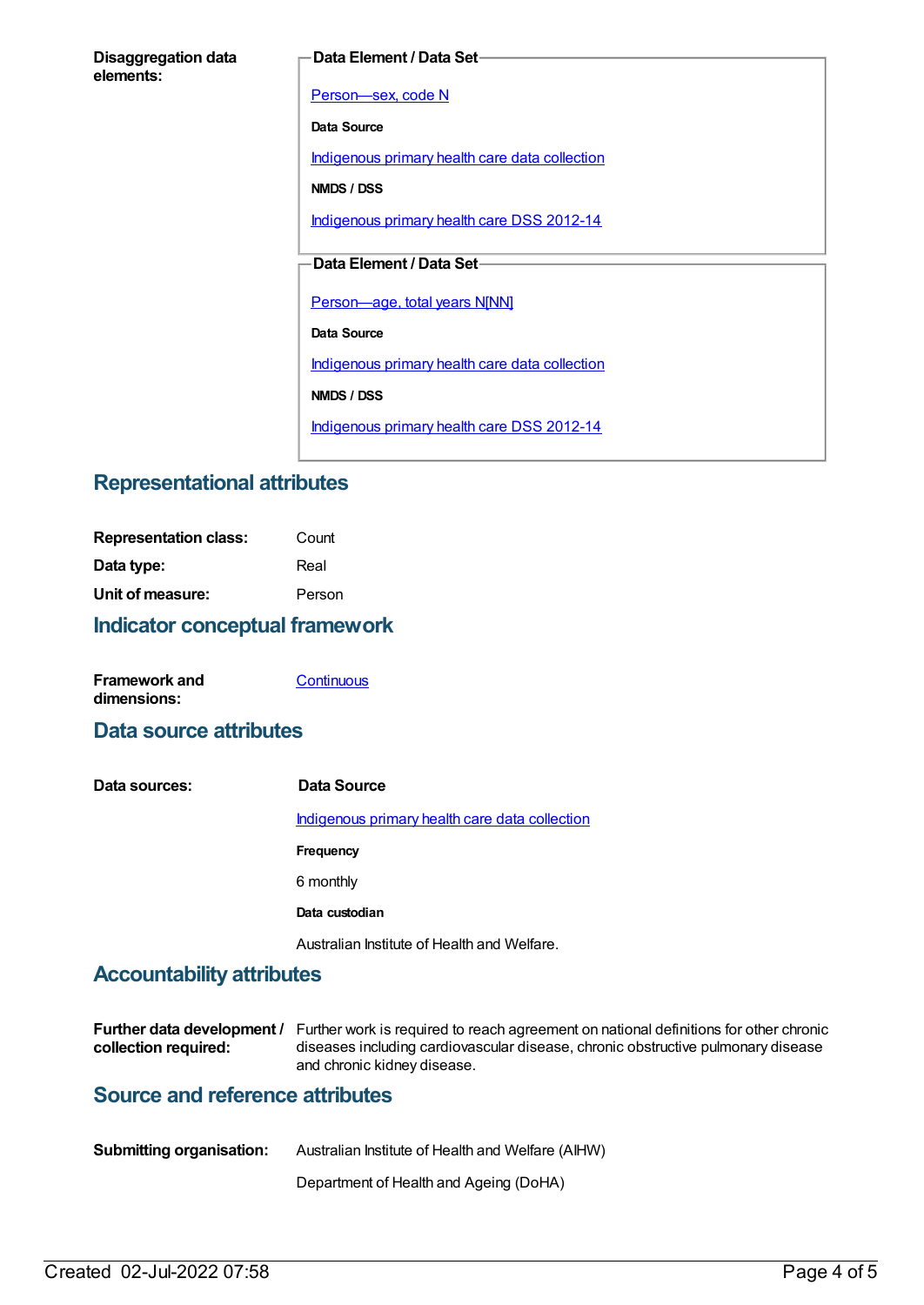**Disaggregation data elements:**

**Data Element / Data Set**

Person—sex, code N

**Data Source**

Indigenous primary health care data collection

**NMDS / DSS**

Indigenous primary health care DSS 2012-14

**Data Element / Data Set**

Person—age, total years N[NN]

**Data Source**

Indigenous primary health care data collection

**NMDS / DSS**

Indigenous primary health care DSS 2012-14

## Representational attributes

**Representation class:** Count

**Data type:** Real

**Unit of measure:** Person

## Indicator conceptual framework

**Framework and dimensions:** Continuous

## Data source attributes

**Data sources:**

**Data Source**

Indigenous primary health care data collection

**Frequency**

6 monthly

**Data custodian**

Australian Institute of Health and Welfare.

## Accountability attributes

**Further data development / collection required:** Further work is required to reach agreement on national definitions for other chronic diseases including cardiovascular disease, chronic obstructive pulmonary disease and chronic kidney disease.

## Source and reference attributes

**Submitting organisation:** Australian Institute of Health and Welfare (AIHW)

Department of Health and Ageing (DoHA)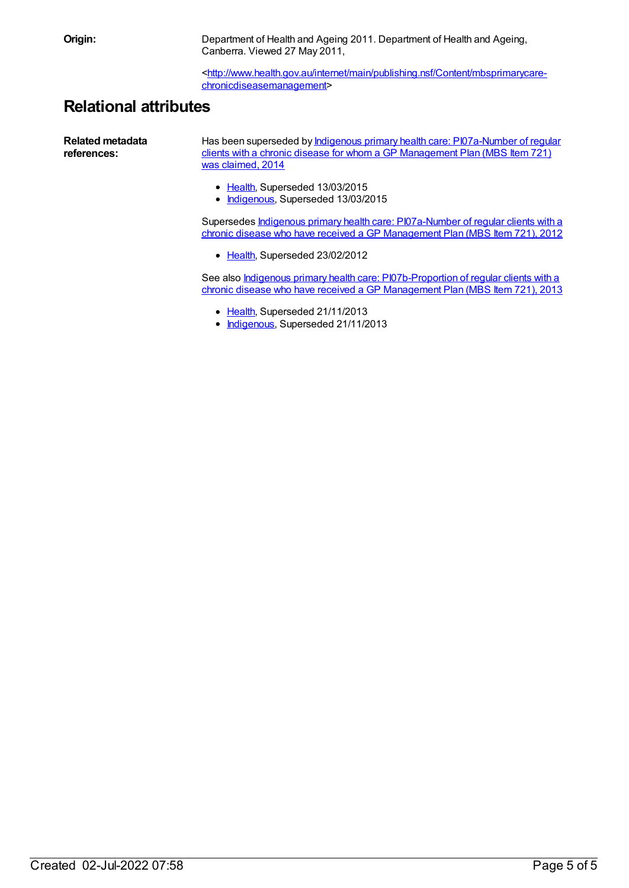**Origin:** Department of Health and Ageing 2011. Department of Health and Ageing, Canberra. Viewed 27 May 2011,

<http://www.health.gov.au/internet/main/publishing.nsf/Content/mbsprimarycare-chronicdiseasemanagement>

## Relational attributes

**Related metadata references:**

Has been superseded by Indigenous primary health care: PI07a-Number of regular clients with a chronic disease for whom a GP Management Plan (MBS Item 721) was claimed, 2014

- Health, Superseded 13/03/2015
- Indigenous, Superseded 13/03/2015

Supersedes Indigenous primary health care: PI07a-Number of regular clients with a chronic disease who have received a GP Management Plan (MBS Item 721), 2012

- Health, Superseded 23/02/2012

See also Indigenous primary health care: PI07b-Proportion of regular clients with a chronic disease who have received a GP Management Plan (MBS Item 721), 2013

- Health, Superseded 21/11/2013
- Indigenous, Superseded 21/11/2013